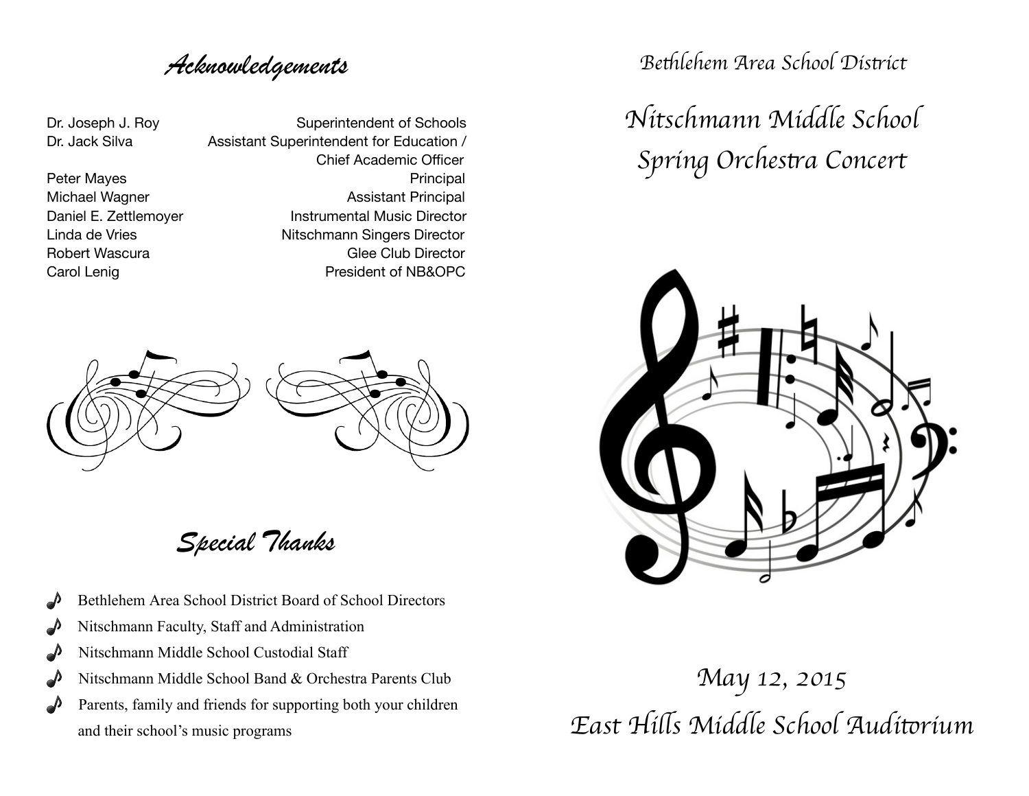# Acknowledgements

| | |
|---|---|
| Dr. Joseph J. Roy | Superintendent of Schools |
| Dr. Jack Silva | Assistant Superintendent for Education / Chief Academic Officer |
| Peter Mayes | Principal |
| Michael Wagner | Assistant Principal |
| Daniel E. Zettlemoyer | Instrumental Music Director |
| Linda de Vries | Nitschmann Singers Director |
| Robert Wascura | Glee Club Director |
| Carol Lenig | President of NB&OPC |

## Special Thanks

- Bethlehem Area School District Board of School Directors
- Nitschmann Faculty, Staff and Administration
- Nitschmann Middle School Custodial Staff
- Nitschmann Middle School Band & Orchestra Parents Club
- Parents, family and friends for supporting both your children and their school's music programs

*Bethlehem Area School District*

# Nitschmann Middle School Spring Orchestra Concert

*May 12, 2015*

*East Hills Middle School Auditorium*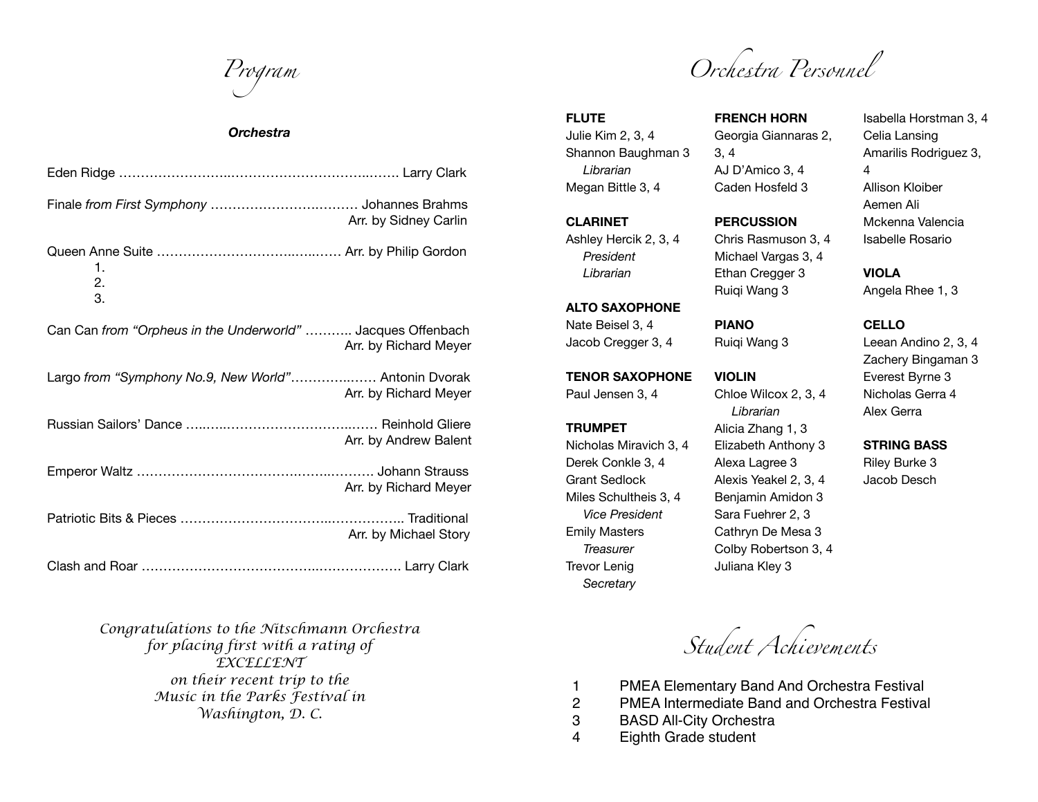# Program

***Orchestra***

Eden Ridge ……………………..………………………………..……. Larry Clark

Finale *from First Symphony* …………………………..……… Johannes Brahms
Arr. by Sidney Carlin

Queen Anne Suite …………………………….…..…… Arr. by Philip Gordon

1.
2.
3.

Can Can *from "Orpheus in the Underworld"* ……….. Jacques Offenbach
Arr. by Richard Meyer

Largo *from "Symphony No.9, New World"*……………..…… Antonin Dvorak
Arr. by Richard Meyer

Russian Sailors' Dance …..…..……………………………..…… Reinhold Gliere
Arr. by Andrew Balent

Emperor Waltz ……………………………….………..………. Johann Strauss
Arr. by Richard Meyer

Patriotic Bits & Pieces ……………………………..…………….. Traditional
Arr. by Michael Story

Clash and Roar ……………………………………..………………. Larry Clark

*Congratulations to the Nitschmann Orchestra for placing first with a rating of EXCELLENT on their recent trip to the Music in the Parks Festival in Washington, D. C.*

# Orchestra Personnel

**FLUTE**
Julie Kim 2, 3, 4
Shannon Baughman 3
*Librarian*
Megan Bittle 3, 4

**CLARINET**
Ashley Hercik 2, 3, 4
*President*
*Librarian*

**ALTO SAXOPHONE**
Nate Beisel 3, 4
Jacob Cregger 3, 4

**TENOR SAXOPHONE**
Paul Jensen 3, 4

**TRUMPET**
Nicholas Miravich 3, 4
Derek Conkle 3, 4
Grant Sedlock
Miles Schultheis 3, 4
*Vice President*
Emily Masters
*Treasurer*
Trevor Lenig
*Secretary*

**FRENCH HORN**
Georgia Giannaras 2, 3, 4
AJ D'Amico 3, 4
Caden Hosfeld 3

**PERCUSSION**
Chris Rasmuson 3, 4
Michael Vargas 3, 4
Ethan Cregger 3
Ruiqi Wang 3

**PIANO**
Ruiqi Wang 3

**VIOLIN**
Chloe Wilcox 2, 3, 4
*Librarian*
Alicia Zhang 1, 3
Elizabeth Anthony 3
Alexa Lagree 3
Alexis Yeakel 2, 3, 4
Benjamin Amidon 3
Sara Fuehrer 2, 3
Cathryn De Mesa 3
Colby Robertson 3, 4
Juliana Kley 3
Isabella Horstman 3, 4
Celia Lansing
Amarilis Rodriguez 3, 4
Allison Kloiber
Aemen Ali
Mckenna Valencia
Isabelle Rosario

**VIOLA**
Angela Rhee 1, 3

**CELLO**
Leean Andino 2, 3, 4
Zachery Bingaman 3
Everest Byrne 3
Nicholas Gerra 4
Alex Gerra

**STRING BASS**
Riley Burke 3
Jacob Desch

# Student Achievements

1 PMEA Elementary Band And Orchestra Festival
2 PMEA Intermediate Band and Orchestra Festival
3 BASD All-City Orchestra
4 Eighth Grade student